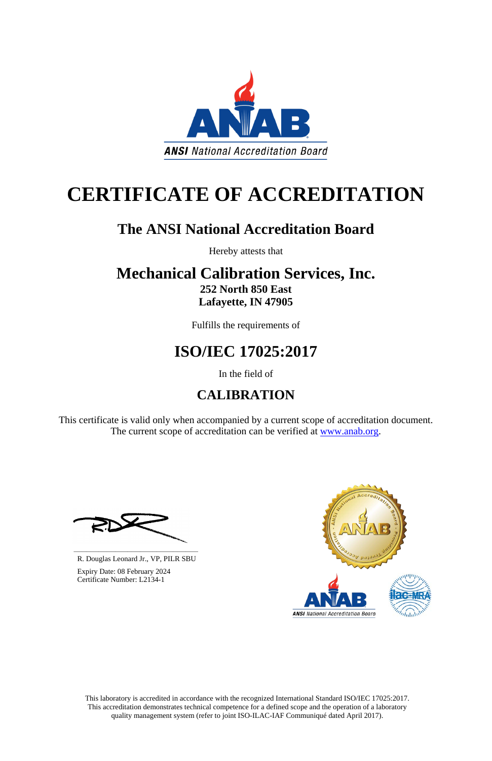ANSI National Accreditation Board

# CERTIFICATE OF ACCREDITATION

## The ANSI National Accreditation Board

Hereby attests that

## Mechanical Calibration Services, Inc.

**252 North 850 East**
**Lafayette, IN 47905**

Fulfills the requirements of

## ISO/IEC 17025:2017

In the field of

## CALIBRATION

This certificate is valid only when accompanied by a current scope of accreditation document. The current scope of accreditation can be verified at [www.anab.org](http://www.anab.org).

R. Douglas Leonard Jr., VP, PILR SBU

Expiry Date: 08 February 2024
Certificate Number: L2134-1

This laboratory is accredited in accordance with the recognized International Standard ISO/IEC 17025:2017. This accreditation demonstrates technical competence for a defined scope and the operation of a laboratory quality management system (refer to joint ISO-ILAC-IAF Communiqué dated April 2017).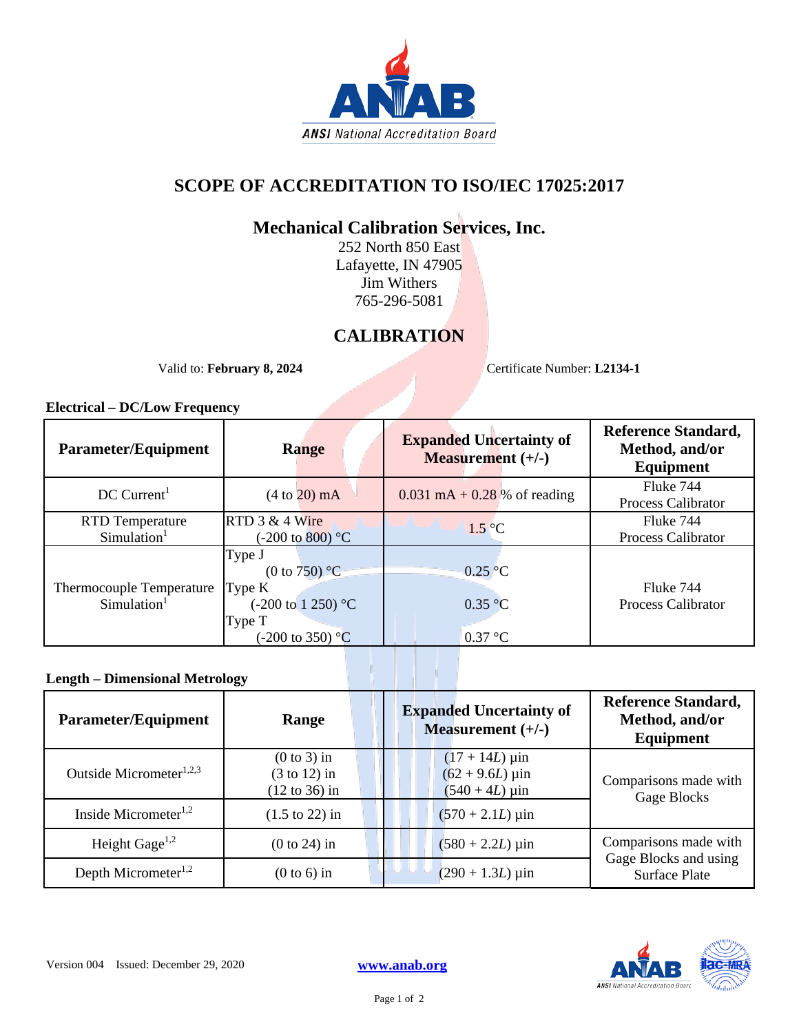# SCOPE OF ACCREDITATION TO ISO/IEC 17025:2017

## Mechanical Calibration Services, Inc.

252 North 850 East
Lafayette, IN 47905
Jim Withers
765-296-5081

## CALIBRATION

Valid to: **February 8, 2024** Certificate Number: **L2134-1**

### Electrical – DC/Low Frequency

| Parameter/Equipment | Range | Expanded Uncertainty of Measurement (+/-) | Reference Standard, Method, and/or Equipment |
|---|---|---|---|
| DC Current[1] | (4 to 20) mA | 0.031 mA + 0.28 % of reading | Fluke 744 Process Calibrator |
| RTD Temperature Simulation[1] | RTD 3 & 4 Wire (-200 to 800) °C | 1.5 °C | Fluke 744 Process Calibrator |
| Thermocouple Temperature Simulation[1] | Type J (0 to 750) °C<br>Type K (-200 to 1 250) °C<br>Type T (-200 to 350) °C | 0.25 °C<br>0.35 °C<br>0.37 °C | Fluke 744 Process Calibrator |

### Length – Dimensional Metrology

| Parameter/Equipment | Range | Expanded Uncertainty of Measurement (+/-) | Reference Standard, Method, and/or Equipment |
|---|---|---|---|
| Outside Micrometer[1,2,3] | (0 to 3) in<br>(3 to 12) in<br>(12 to 36) in | $(17 + 14L)$ µin<br>$(62 + 9.6L)$ µin<br>$(540 + 4L)$ µin | Comparisons made with Gage Blocks |
| Inside Micrometer[1,2] | (1.5 to 22) in | $(570 + 2.1L)$ µin | Comparisons made with Gage Blocks |
| Height Gage[1,2] | (0 to 24) in | $(580 + 2.2L)$ µin | Comparisons made with Gage Blocks and using Surface Plate |
| Depth Micrometer[1,2] | (0 to 6) in | $(290 + 1.3L)$ µin | Comparisons made with Gage Blocks and using Surface Plate |

Version 004 Issued: December 29, 2020 www.anab.org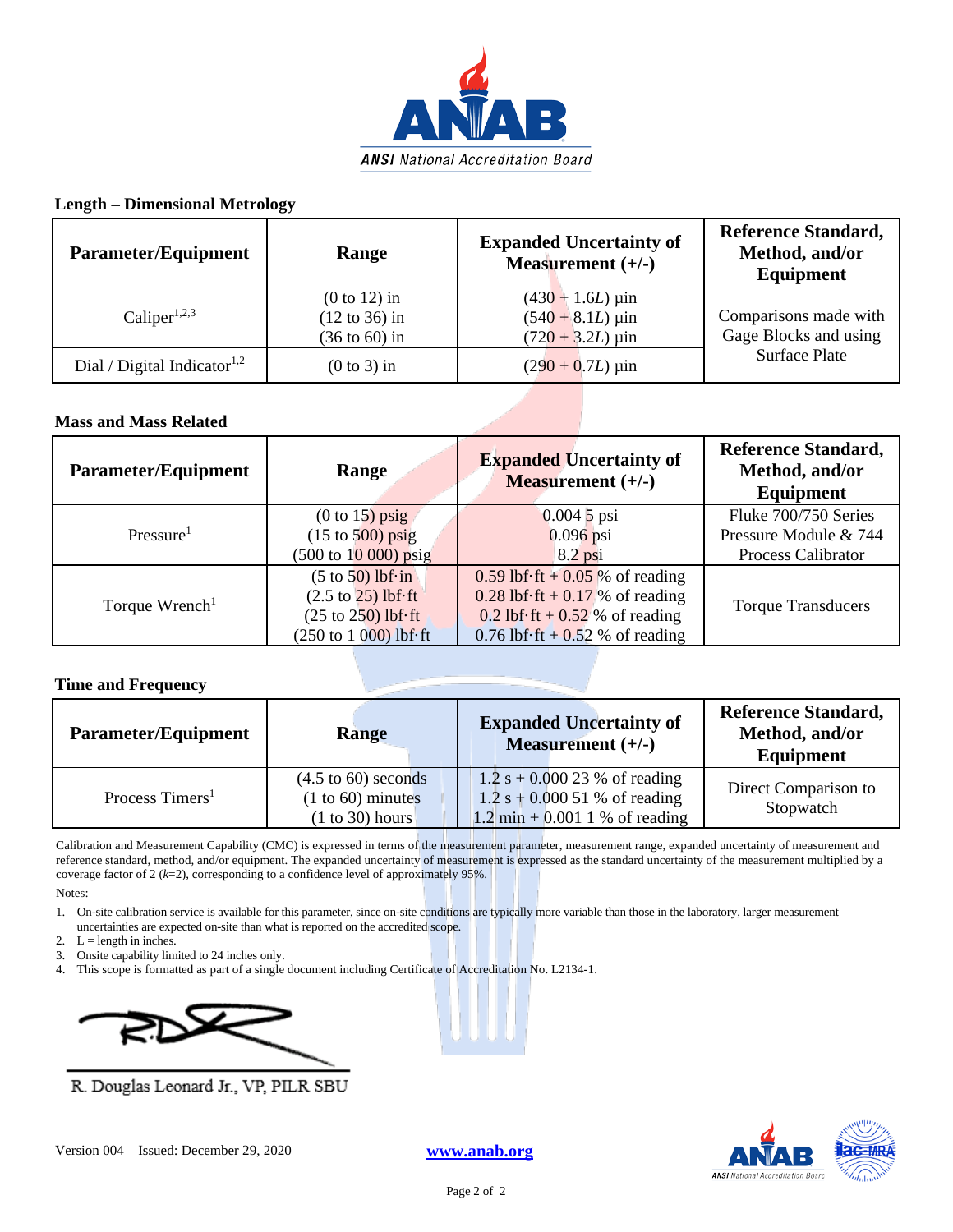## Length – Dimensional Metrology

| Parameter/Equipment | Range | Expanded Uncertainty of Measurement (+/-) | Reference Standard, Method, and/or Equipment |
|---|---|---|---|
| Caliper[1,2,3] | (0 to 12) in<br>(12 to 36) in<br>(36 to 60) in | $(430 + 1.6L)$ µin<br>$(540 + 8.1L)$ µin<br>$(720 + 3.2L)$ µin | Comparisons made with Gage Blocks and using Surface Plate |
| Dial / Digital Indicator[1,2] | (0 to 3) in | $(290 + 0.7L)$ µin | |

## Mass and Mass Related

| Parameter/Equipment | Range | Expanded Uncertainty of Measurement (+/-) | Reference Standard, Method, and/or Equipment |
|---|---|---|---|
| Pressure[1] | (0 to 15) psig<br>(15 to 500) psig<br>(500 to 10 000) psig | 0.004 5 psi<br>0.096 psi<br>8.2 psi | Fluke 700/750 Series Pressure Module & 744 Process Calibrator |
| Torque Wrench[1] | (5 to 50) lbf·in<br>(2.5 to 25) lbf·ft<br>(25 to 250) lbf·ft<br>(250 to 1 000) lbf·ft | 0.59 lbf·ft + 0.05 % of reading<br>0.28 lbf·ft + 0.17 % of reading<br>0.2 lbf·ft + 0.52 % of reading<br>0.76 lbf·ft + 0.52 % of reading | Torque Transducers |

## Time and Frequency

| Parameter/Equipment | Range | Expanded Uncertainty of Measurement (+/-) | Reference Standard, Method, and/or Equipment |
|---|---|---|---|
| Process Timers[1] | (4.5 to 60) seconds<br>(1 to 60) minutes<br>(1 to 30) hours | 1.2 s + 0.000 23 % of reading<br>1.2 s + 0.000 51 % of reading<br>1.2 min + 0.001 1 % of reading | Direct Comparison to Stopwatch |

Calibration and Measurement Capability (CMC) is expressed in terms of the measurement parameter, measurement range, expanded uncertainty of measurement and reference standard, method, and/or equipment. The expanded uncertainty of measurement is expressed as the standard uncertainty of the measurement multiplied by a coverage factor of 2 ($k$=2), corresponding to a confidence level of approximately 95%.

Notes:

1. On-site calibration service is available for this parameter, since on-site conditions are typically more variable than those in the laboratory, larger measurement uncertainties are expected on-site than what is reported on the accredited scope.
2. L = length in inches.
3. Onsite capability limited to 24 inches only.
4. This scope is formatted as part of a single document including Certificate of Accreditation No. L2134-1.

R. Douglas Leonard Jr., VP, PILR SBU

Version 004 Issued: December 29, 2020

www.anab.org